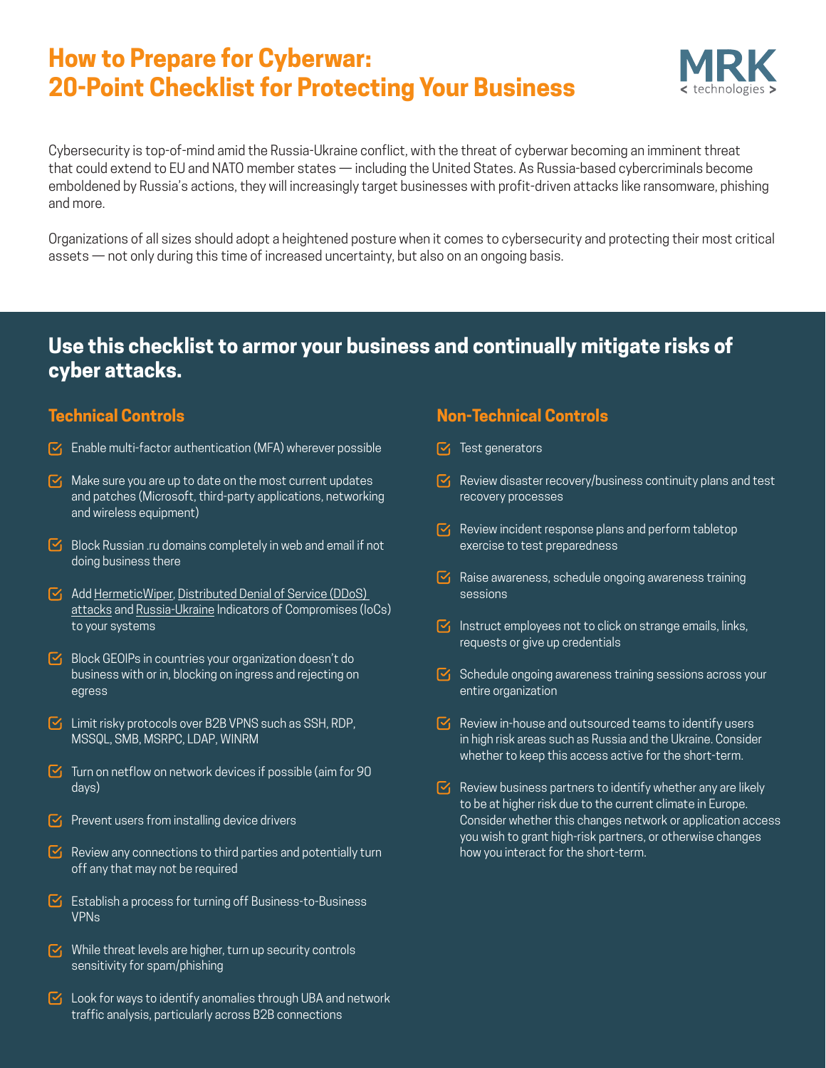# How to Prepare for Cyberwar: 20-Point Checklist for Protecting Your Business

MRK < technologies >

Cybersecurity is top-of-mind amid the Russia-Ukraine conflict, with the threat of cyberwar becoming an imminent threat that could extend to EU and NATO member states — including the United States. As Russia-based cybercriminals become emboldened by Russia's actions, they will increasingly target businesses with profit-driven attacks like ransomware, phishing and more.

Organizations of all sizes should adopt a heightened posture when it comes to cybersecurity and protecting their most critical assets — not only during this time of increased uncertainty, but also on an ongoing basis.

## Use this checklist to armor your business and continually mitigate risks of cyber attacks.

### Technical Controls

- Enable multi-factor authentication (MFA) wherever possible
- Make sure you are up to date on the most current updates and patches (Microsoft, third-party applications, networking and wireless equipment)
- Block Russian .ru domains completely in web and email if not doing business there
- Add HermeticWiper, Distributed Denial of Service (DDoS) attacks and Russia-Ukraine Indicators of Compromises (IoCs) to your systems
- Block GEOIPs in countries your organization doesn't do business with or in, blocking on ingress and rejecting on egress
- Limit risky protocols over B2B VPNS such as SSH, RDP, MSSQL, SMB, MSRPC, LDAP, WINRM
- Turn on netflow on network devices if possible (aim for 90 days)
- Prevent users from installing device drivers
- Review any connections to third parties and potentially turn off any that may not be required
- Establish a process for turning off Business-to-Business VPNs
- While threat levels are higher, turn up security controls sensitivity for spam/phishing
- Look for ways to identify anomalies through UBA and network traffic analysis, particularly across B2B connections

### Non-Technical Controls

- Test generators
- Review disaster recovery/business continuity plans and test recovery processes
- Review incident response plans and perform tabletop exercise to test preparedness
- Raise awareness, schedule ongoing awareness training sessions
- Instruct employees not to click on strange emails, links, requests or give up credentials
- Schedule ongoing awareness training sessions across your entire organization
- Review in-house and outsourced teams to identify users in high risk areas such as Russia and the Ukraine. Consider whether to keep this access active for the short-term.
- Review business partners to identify whether any are likely to be at higher risk due to the current climate in Europe. Consider whether this changes network or application access you wish to grant high-risk partners, or otherwise changes how you interact for the short-term.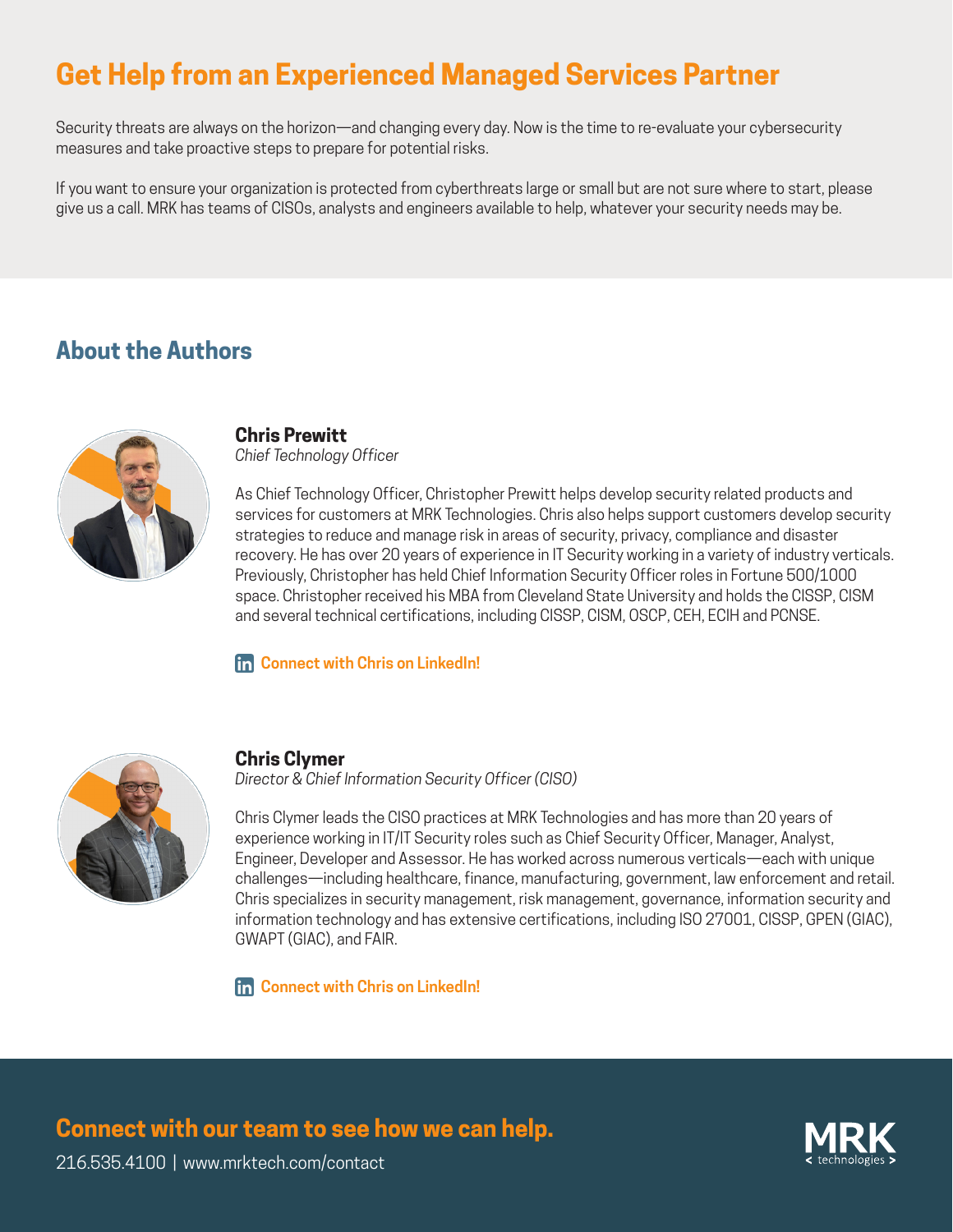# Get Help from an Experienced Managed Services Partner

Security threats are always on the horizon—and changing every day. Now is the time to re-evaluate your cybersecurity measures and take proactive steps to prepare for potential risks.

If you want to ensure your organization is protected from cyberthreats large or small but are not sure where to start, please give us a call. MRK has teams of CISOs, analysts and engineers available to help, whatever your security needs may be.

## About the Authors

### Chris Prewitt

*Chief Technology Officer*

As Chief Technology Officer, Christopher Prewitt helps develop security related products and services for customers at MRK Technologies. Chris also helps support customers develop security strategies to reduce and manage risk in areas of security, privacy, compliance and disaster recovery. He has over 20 years of experience in IT Security working in a variety of industry verticals. Previously, Christopher has held Chief Information Security Officer roles in Fortune 500/1000 space. Christopher received his MBA from Cleveland State University and holds the CISSP, CISM and several technical certifications, including CISSP, CISM, OSCP, CEH, ECIH and PCNSE.

**Connect with Chris on LinkedIn!**

### Chris Clymer

*Director & Chief Information Security Officer (CISO)*

Chris Clymer leads the CISO practices at MRK Technologies and has more than 20 years of experience working in IT/IT Security roles such as Chief Security Officer, Manager, Analyst, Engineer, Developer and Assessor. He has worked across numerous verticals—each with unique challenges—including healthcare, finance, manufacturing, government, law enforcement and retail. Chris specializes in security management, risk management, governance, information security and information technology and has extensive certifications, including ISO 27001, CISSP, GPEN (GIAC), GWAPT (GIAC), and FAIR.

**Connect with Chris on LinkedIn!**

## Connect with our team to see how we can help.

216.535.4100 | www.mrktech.com/contact

MRK < technologies >